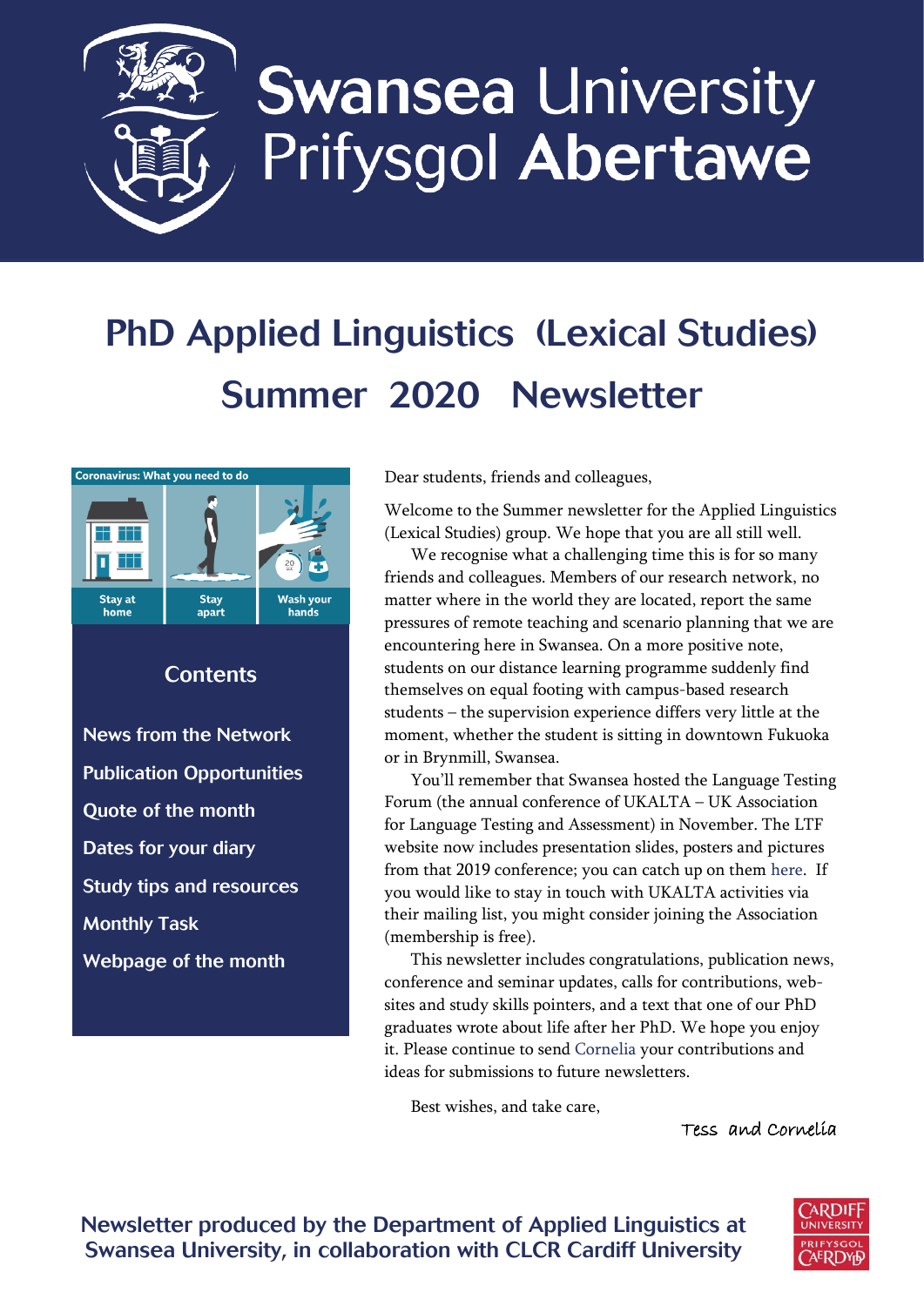# PhD Applied Linguistics (Lexical Studies) Summer 2020 Newsletter

Coronavirus: What you need to do

Stay at home | Stay apart | Wash your hands

## Contents

- News from the Network
- Publication Opportunities
- Quote of the month
- Dates for your diary
- Study tips and resources
- Monthly Task
- Webpage of the month

Dear students, friends and colleagues,

Welcome to the Summer newsletter for the Applied Linguistics (Lexical Studies) group. We hope that you are all still well.

We recognise what a challenging time this is for so many friends and colleagues. Members of our research network, no matter where in the world they are located, report the same pressures of remote teaching and scenario planning that we are encountering here in Swansea. On a more positive note, students on our distance learning programme suddenly find themselves on equal footing with campus-based research students – the supervision experience differs very little at the moment, whether the student is sitting in downtown Fukuoka or in Brynmill, Swansea.

You'll remember that Swansea hosted the Language Testing Forum (the annual conference of UKALTA – UK Association for Language Testing and Assessment) in November. The LTF website now includes presentation slides, posters and pictures from that 2019 conference; you can catch up on them here. If you would like to stay in touch with UKALTA activities via their mailing list, you might consider joining the Association (membership is free).

This newsletter includes congratulations, publication news, conference and seminar updates, calls for contributions, web-sites and study skills pointers, and a text that one of our PhD graduates wrote about life after her PhD. We hope you enjoy it. Please continue to send Cornelia your contributions and ideas for submissions to future newsletters.

Best wishes, and take care,

*Tess and Cornelia*

**Newsletter produced by the Department of Applied Linguistics at Swansea University, in collaboration with CLCR Cardiff University**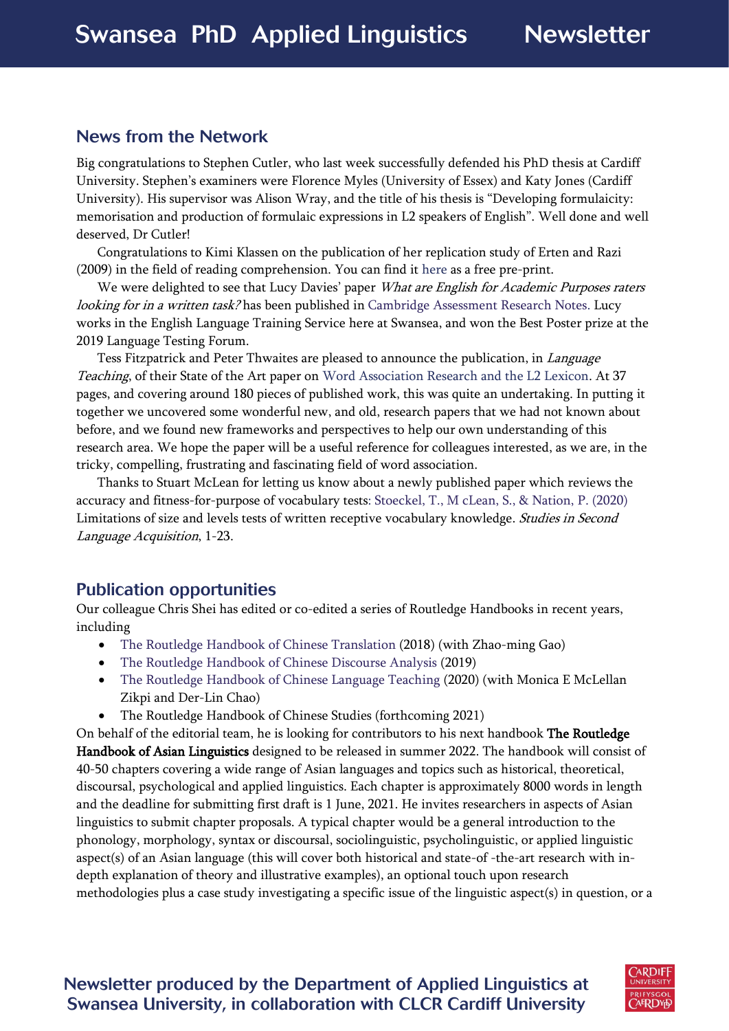## News from the Network

Big congratulations to Stephen Cutler, who last week successfully defended his PhD thesis at Cardiff University. Stephen's examiners were Florence Myles (University of Essex) and Katy Jones (Cardiff University). His supervisor was Alison Wray, and the title of his thesis is "Developing formulaicity: memorisation and production of formulaic expressions in L2 speakers of English". Well done and well deserved, Dr Cutler!

Congratulations to Kimi Klassen on the publication of her replication study of Erten and Razi (2009) in the field of reading comprehension. You can find it here as a free pre-print.

We were delighted to see that Lucy Davies' paper *What are English for Academic Purposes raters looking for in a written task?* has been published in Cambridge Assessment Research Notes. Lucy works in the English Language Training Service here at Swansea, and won the Best Poster prize at the 2019 Language Testing Forum.

Tess Fitzpatrick and Peter Thwaites are pleased to announce the publication, in *Language Teaching*, of their State of the Art paper on Word Association Research and the L2 Lexicon. At 37 pages, and covering around 180 pieces of published work, this was quite an undertaking. In putting it together we uncovered some wonderful new, and old, research papers that we had not known about before, and we found new frameworks and perspectives to help our own understanding of this research area. We hope the paper will be a useful reference for colleagues interested, as we are, in the tricky, compelling, frustrating and fascinating field of word association.

Thanks to Stuart McLean for letting us know about a newly published paper which reviews the accuracy and fitness-for-purpose of vocabulary tests: Stoeckel, T., M cLean, S., & Nation, P. (2020) Limitations of size and levels tests of written receptive vocabulary knowledge. *Studies in Second Language Acquisition*, 1-23.

## Publication opportunities

Our colleague Chris Shei has edited or co-edited a series of Routledge Handbooks in recent years, including

- The Routledge Handbook of Chinese Translation (2018) (with Zhao-ming Gao)
- The Routledge Handbook of Chinese Discourse Analysis (2019)
- The Routledge Handbook of Chinese Language Teaching (2020) (with Monica E McLellan Zikpi and Der-Lin Chao)
- The Routledge Handbook of Chinese Studies (forthcoming 2021)

On behalf of the editorial team, he is looking for contributors to his next handbook **The Routledge Handbook of Asian Linguistics** designed to be released in summer 2022. The handbook will consist of 40-50 chapters covering a wide range of Asian languages and topics such as historical, theoretical, discoursal, psychological and applied linguistics. Each chapter is approximately 8000 words in length and the deadline for submitting first draft is 1 June, 2021. He invites researchers in aspects of Asian linguistics to submit chapter proposals. A typical chapter would be a general introduction to the phonology, morphology, syntax or discoursal, sociolinguistic, psycholinguistic, or applied linguistic aspect(s) of an Asian language (this will cover both historical and state-of -the-art research with in-depth explanation of theory and illustrative examples), an optional touch upon research methodologies plus a case study investigating a specific issue of the linguistic aspect(s) in question, or a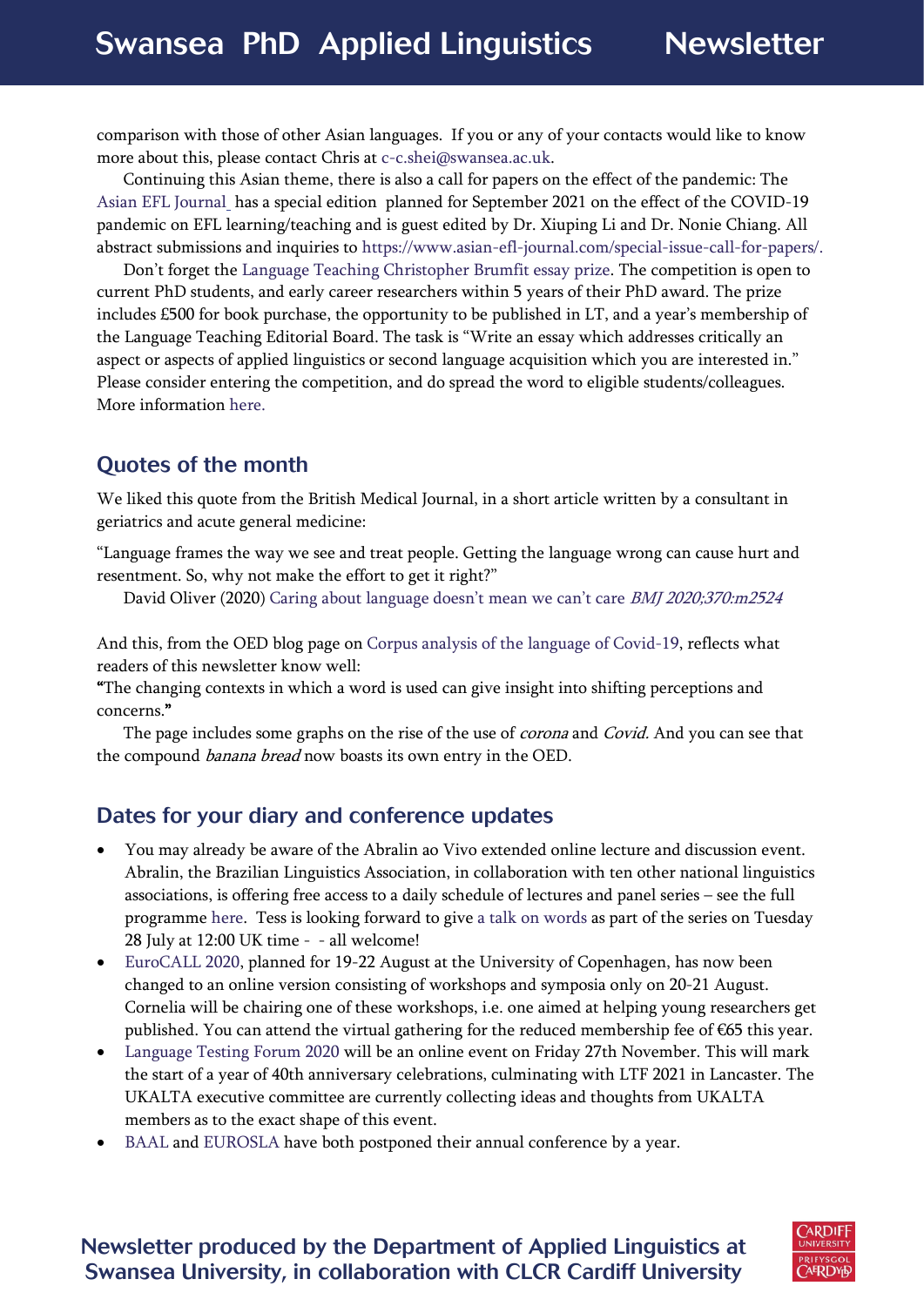comparison with those of other Asian languages. If you or any of your contacts would like to know more about this, please contact Chris at c-c.shei@swansea.ac.uk.

Continuing this Asian theme, there is also a call for papers on the effect of the pandemic: The Asian EFL Journal has a special edition planned for September 2021 on the effect of the COVID-19 pandemic on EFL learning/teaching and is guest edited by Dr. Xiuping Li and Dr. Nonie Chiang. All abstract submissions and inquiries to https://www.asian-efl-journal.com/special-issue-call-for-papers/.

Don't forget the Language Teaching Christopher Brumfit essay prize. The competition is open to current PhD students, and early career researchers within 5 years of their PhD award. The prize includes £500 for book purchase, the opportunity to be published in LT, and a year's membership of the Language Teaching Editorial Board. The task is "Write an essay which addresses critically an aspect or aspects of applied linguistics or second language acquisition which you are interested in." Please consider entering the competition, and do spread the word to eligible students/colleagues. More information here.

## Quotes of the month

We liked this quote from the British Medical Journal, in a short article written by a consultant in geriatrics and acute general medicine:

"Language frames the way we see and treat people. Getting the language wrong can cause hurt and resentment. So, why not make the effort to get it right?"

David Oliver (2020) Caring about language doesn't mean we can't care *BMJ 2020;370:m2524*

And this, from the OED blog page on Corpus analysis of the language of Covid-19, reflects what readers of this newsletter know well:

**"**The changing contexts in which a word is used can give insight into shifting perceptions and concerns.**"**

The page includes some graphs on the rise of the use of *corona* and *Covid.* And you can see that the compound *banana bread* now boasts its own entry in the OED.

## Dates for your diary and conference updates

- You may already be aware of the Abralin ao Vivo extended online lecture and discussion event. Abralin, the Brazilian Linguistics Association, in collaboration with ten other national linguistics associations, is offering free access to a daily schedule of lectures and panel series – see the full programme here. Tess is looking forward to give a talk on words as part of the series on Tuesday 28 July at 12:00 UK time - - all welcome!
- EuroCALL 2020, planned for 19-22 August at the University of Copenhagen, has now been changed to an online version consisting of workshops and symposia only on 20-21 August. Cornelia will be chairing one of these workshops, i.e. one aimed at helping young researchers get published. You can attend the virtual gathering for the reduced membership fee of €65 this year.
- Language Testing Forum 2020 will be an online event on Friday 27th November. This will mark the start of a year of 40th anniversary celebrations, culminating with LTF 2021 in Lancaster. The UKALTA executive committee are currently collecting ideas and thoughts from UKALTA members as to the exact shape of this event.
- BAAL and EUROSLA have both postponed their annual conference by a year.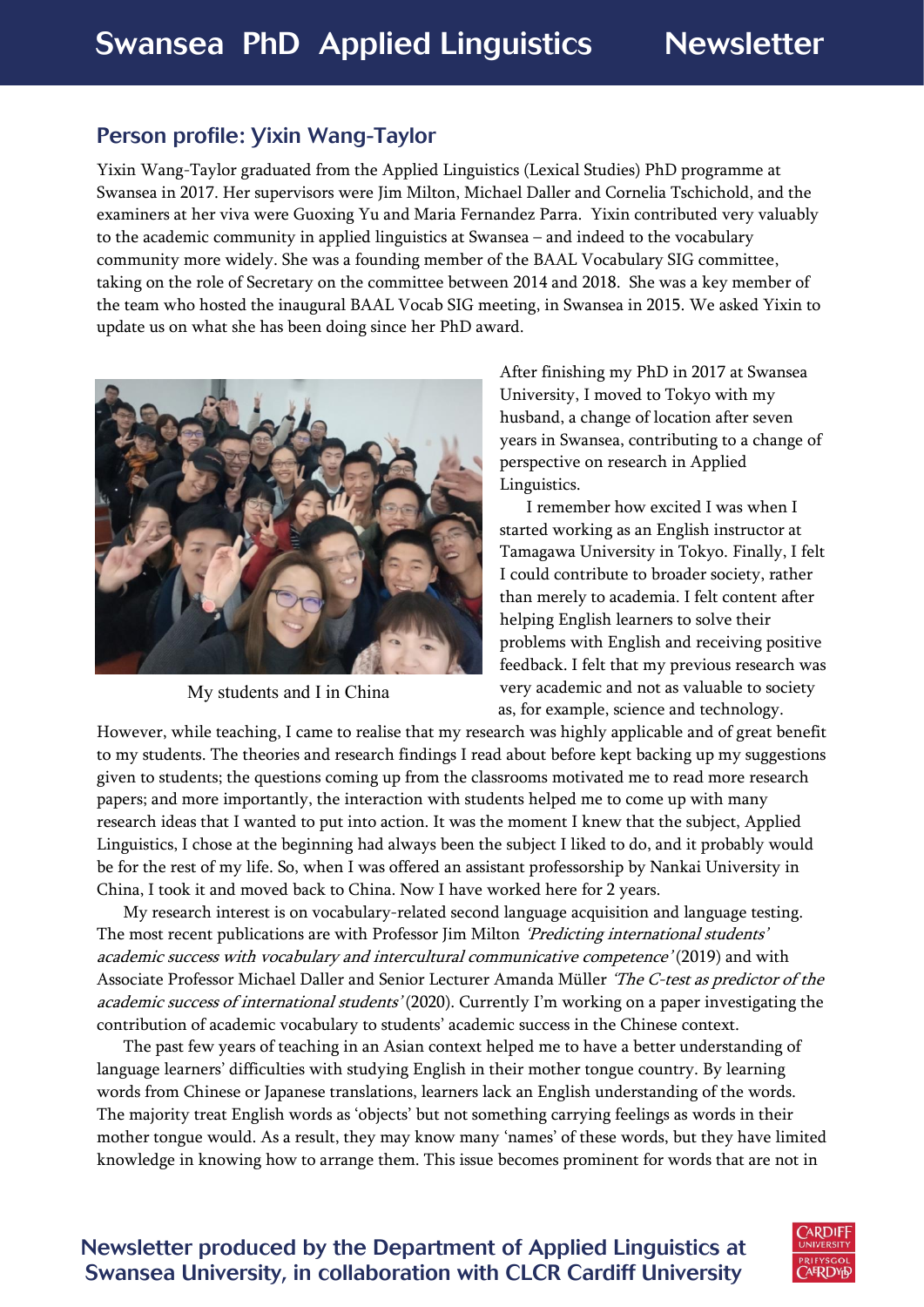## Person profile: Yixin Wang-Taylor

Yixin Wang-Taylor graduated from the Applied Linguistics (Lexical Studies) PhD programme at Swansea in 2017. Her supervisors were Jim Milton, Michael Daller and Cornelia Tschichold, and the examiners at her viva were Guoxing Yu and Maria Fernandez Parra. Yixin contributed very valuably to the academic community in applied linguistics at Swansea – and indeed to the vocabulary community more widely. She was a founding member of the BAAL Vocabulary SIG committee, taking on the role of Secretary on the committee between 2014 and 2018. She was a key member of the team who hosted the inaugural BAAL Vocab SIG meeting, in Swansea in 2015. We asked Yixin to update us on what she has been doing since her PhD award.

My students and I in China

After finishing my PhD in 2017 at Swansea University, I moved to Tokyo with my husband, a change of location after seven years in Swansea, contributing to a change of perspective on research in Applied Linguistics.

I remember how excited I was when I started working as an English instructor at Tamagawa University in Tokyo. Finally, I felt I could contribute to broader society, rather than merely to academia. I felt content after helping English learners to solve their problems with English and receiving positive feedback. I felt that my previous research was very academic and not as valuable to society as, for example, science and technology. However, while teaching, I came to realise that my research was highly applicable and of great benefit to my students. The theories and research findings I read about before kept backing up my suggestions given to students; the questions coming up from the classrooms motivated me to read more research papers; and more importantly, the interaction with students helped me to come up with many research ideas that I wanted to put into action. It was the moment I knew that the subject, Applied Linguistics, I chose at the beginning had always been the subject I liked to do, and it probably would be for the rest of my life. So, when I was offered an assistant professorship by Nankai University in China, I took it and moved back to China. Now I have worked here for 2 years.

My research interest is on vocabulary-related second language acquisition and language testing. The most recent publications are with Professor Jim Milton *'Predicting international students' academic success with vocabulary and intercultural communicative competence'* (2019) and with Associate Professor Michael Daller and Senior Lecturer Amanda Müller *'The C-test as predictor of the academic success of international students'* (2020). Currently I'm working on a paper investigating the contribution of academic vocabulary to students' academic success in the Chinese context.

The past few years of teaching in an Asian context helped me to have a better understanding of language learners' difficulties with studying English in their mother tongue country. By learning words from Chinese or Japanese translations, learners lack an English understanding of the words. The majority treat English words as 'objects' but not something carrying feelings as words in their mother tongue would. As a result, they may know many 'names' of these words, but they have limited knowledge in knowing how to arrange them. This issue becomes prominent for words that are not in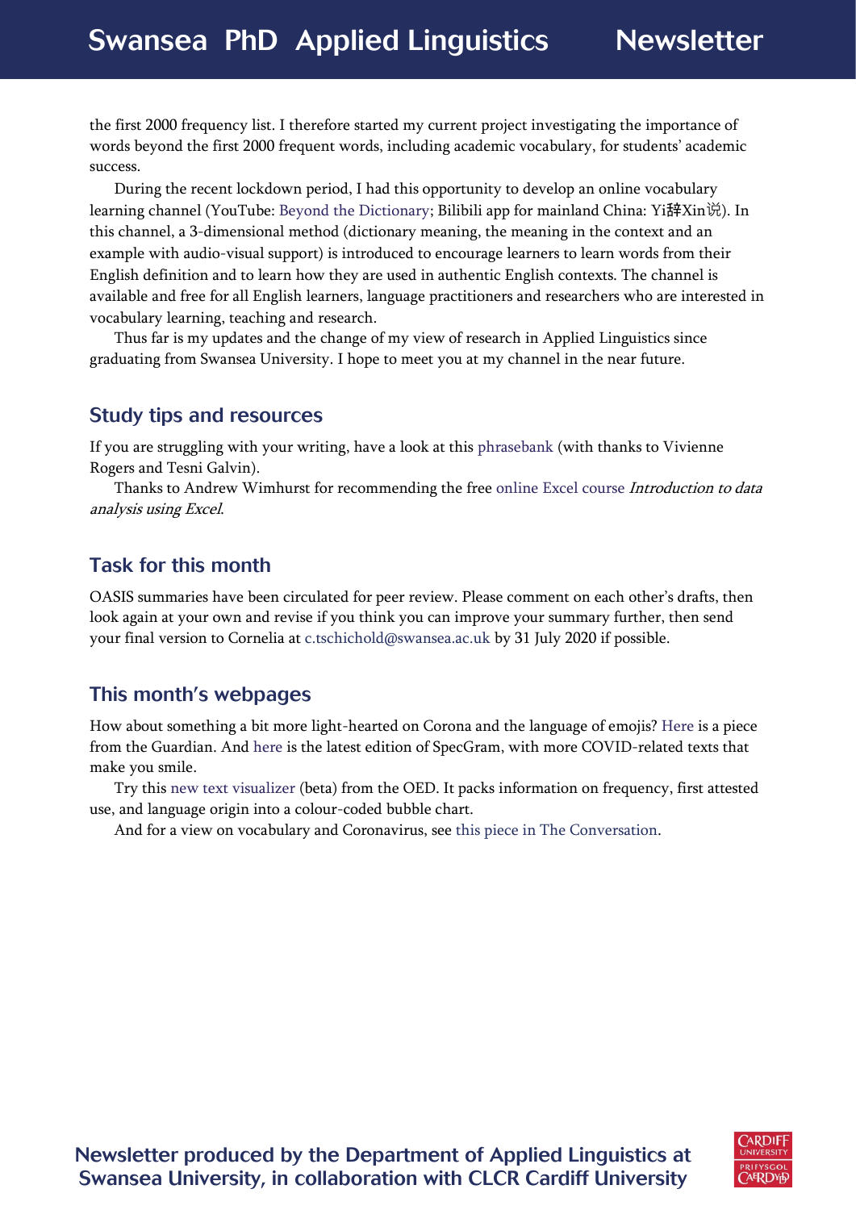the first 2000 frequency list. I therefore started my current project investigating the importance of words beyond the first 2000 frequent words, including academic vocabulary, for students' academic success.

During the recent lockdown period, I had this opportunity to develop an online vocabulary learning channel (YouTube: Beyond the Dictionary; Bilibili app for mainland China: Yi辞Xin说). In this channel, a 3-dimensional method (dictionary meaning, the meaning in the context and an example with audio-visual support) is introduced to encourage learners to learn words from their English definition and to learn how they are used in authentic English contexts. The channel is available and free for all English learners, language practitioners and researchers who are interested in vocabulary learning, teaching and research.

Thus far is my updates and the change of my view of research in Applied Linguistics since graduating from Swansea University. I hope to meet you at my channel in the near future.

## Study tips and resources

If you are struggling with your writing, have a look at this phrasebank (with thanks to Vivienne Rogers and Tesni Galvin).

Thanks to Andrew Wimhurst for recommending the free online Excel course *Introduction to data analysis using Excel*.

## Task for this month

OASIS summaries have been circulated for peer review. Please comment on each other's drafts, then look again at your own and revise if you think you can improve your summary further, then send your final version to Cornelia at c.tschichold@swansea.ac.uk by 31 July 2020 if possible.

## This month's webpages

How about something a bit more light-hearted on Corona and the language of emojis? Here is a piece from the Guardian. And here is the latest edition of SpecGram, with more COVID-related texts that make you smile.

Try this new text visualizer (beta) from the OED. It packs information on frequency, first attested use, and language origin into a colour-coded bubble chart.

And for a view on vocabulary and Coronavirus, see this piece in The Conversation.